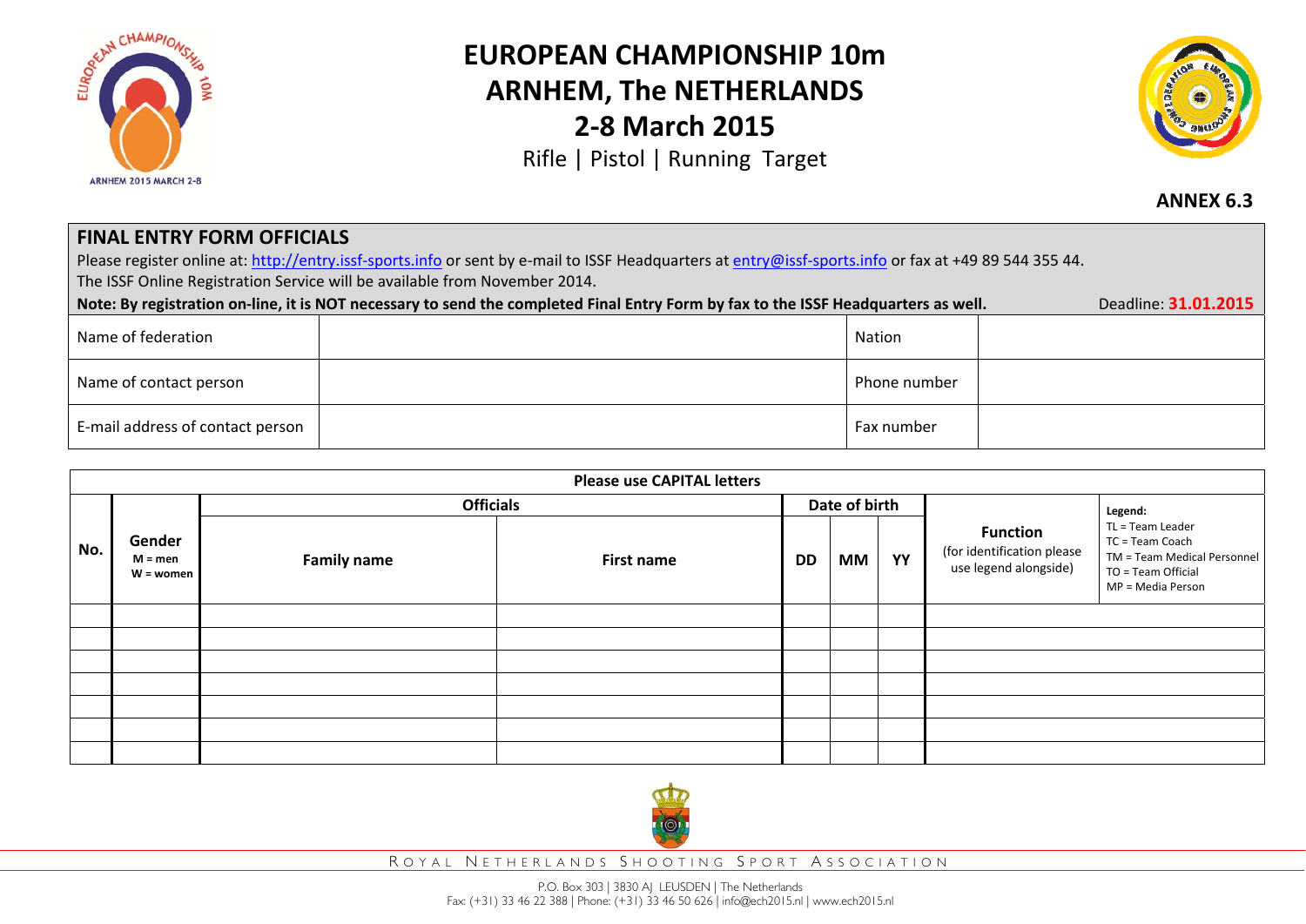# EUROPEAN CHAMPIONSHIP 10m
# ARNHEM, The NETHERLANDS
# 2-8 March 2015

Rifle | Pistol | Running Target

**ANNEX 6.3**

## FINAL ENTRY FORM OFFICIALS

Please register online at: http://entry.issf-sports.info or sent by e-mail to ISSF Headquarters at entry@issf-sports.info or fax at +49 89 544 355 44.
The ISSF Online Registration Service will be available from November 2014.

**Note: By registration on-line, it is NOT necessary to send the completed Final Entry Form by fax to the ISSF Headquarters as well.** Deadline: **31.01.2015**

| Name of federation | | Nation | |
|---|---|---|---|
| Name of contact person | | Phone number | |
| E-mail address of contact person | | Fax number | |

**Please use CAPITAL letters**

| No. | Gender<br>M = men<br>W = women | Officials | | Date of birth | | | Function<br>(for identification please use legend alongside) | Legend:<br>TL = Team Leader<br>TC = Team Coach<br>TM = Team Medical Personnel<br>TO = Team Official<br>MP = Media Person |
|---|---|---|---|---|---|---|---|---|
| | | Family name | First name | DD | MM | YY | | |
| | | | | | | | | |
| | | | | | | | | |
| | | | | | | | | |
| | | | | | | | | |
| | | | | | | | | |
| | | | | | | | | |
| | | | | | | | | |

ROYAL NETHERLANDS SHOOTING SPORT ASSOCIATION

P.O. Box 303 | 3830 AJ LEUSDEN | The Netherlands
Fax: (+31) 33 46 22 388 | Phone: (+31) 33 46 50 626 | info@ech2015.nl | www.ech2015.nl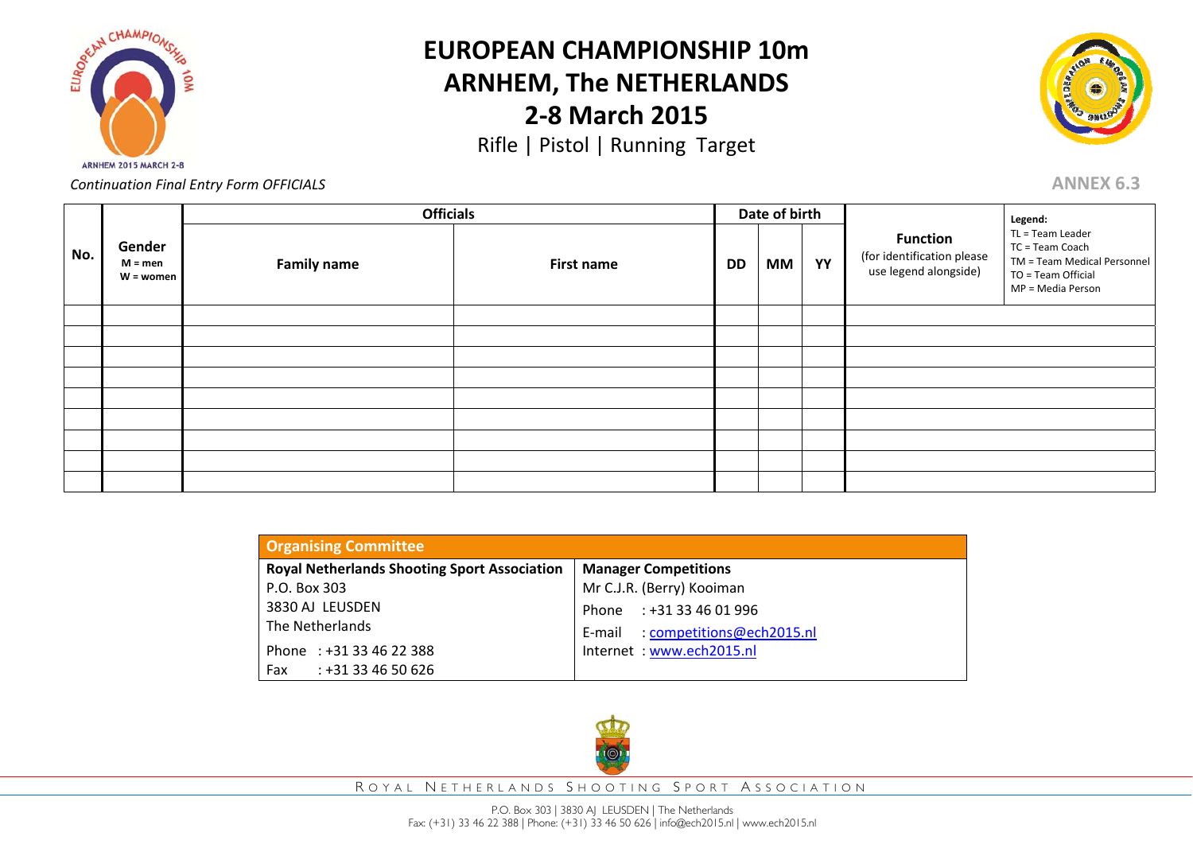# EUROPEAN CHAMPIONSHIP 10m
# ARNHEM, The NETHERLANDS
# 2-8 March 2015

Rifle | Pistol | Running Target

*Continuation Final Entry Form OFFICIALS*

**ANNEX 6.3**

| No. | Gender<br>M = men<br>W = women | Officials | | Date of birth | | | Function<br>(for identification please use legend alongside) | Legend:<br>TL = Team Leader<br>TC = Team Coach<br>TM = Team Medical Personnel<br>TO = Team Official<br>MP = Media Person |
|---|---|---|---|---|---|---|---|---|
| | | **Family name** | **First name** | **DD** | **MM** | **YY** | | |
| | | | | | | | | |
| | | | | | | | | |
| | | | | | | | | |
| | | | | | | | | |
| | | | | | | | | |
| | | | | | | | | |
| | | | | | | | | |
| | | | | | | | | |
| | | | | | | | | |

| Organising Committee | |
|---|---|
| **Royal Netherlands Shooting Sport Association**<br>P.O. Box 303<br>3830 AJ LEUSDEN<br>The Netherlands<br>Phone : +31 33 46 22 388<br>Fax : +31 33 46 50 626 | **Manager Competitions**<br>Mr C.J.R. (Berry) Kooiman<br>Phone : +31 33 46 01 996<br>E-mail : competitions@ech2015.nl<br>Internet : www.ech2015.nl |

ROYAL NETHERLANDS SHOOTING SPORT ASSOCIATION

P.O. Box 303 | 3830 AJ LEUSDEN | The Netherlands
Fax: (+31) 33 46 22 388 | Phone: (+31) 33 46 50 626 | info@ech2015.nl | www.ech2015.nl